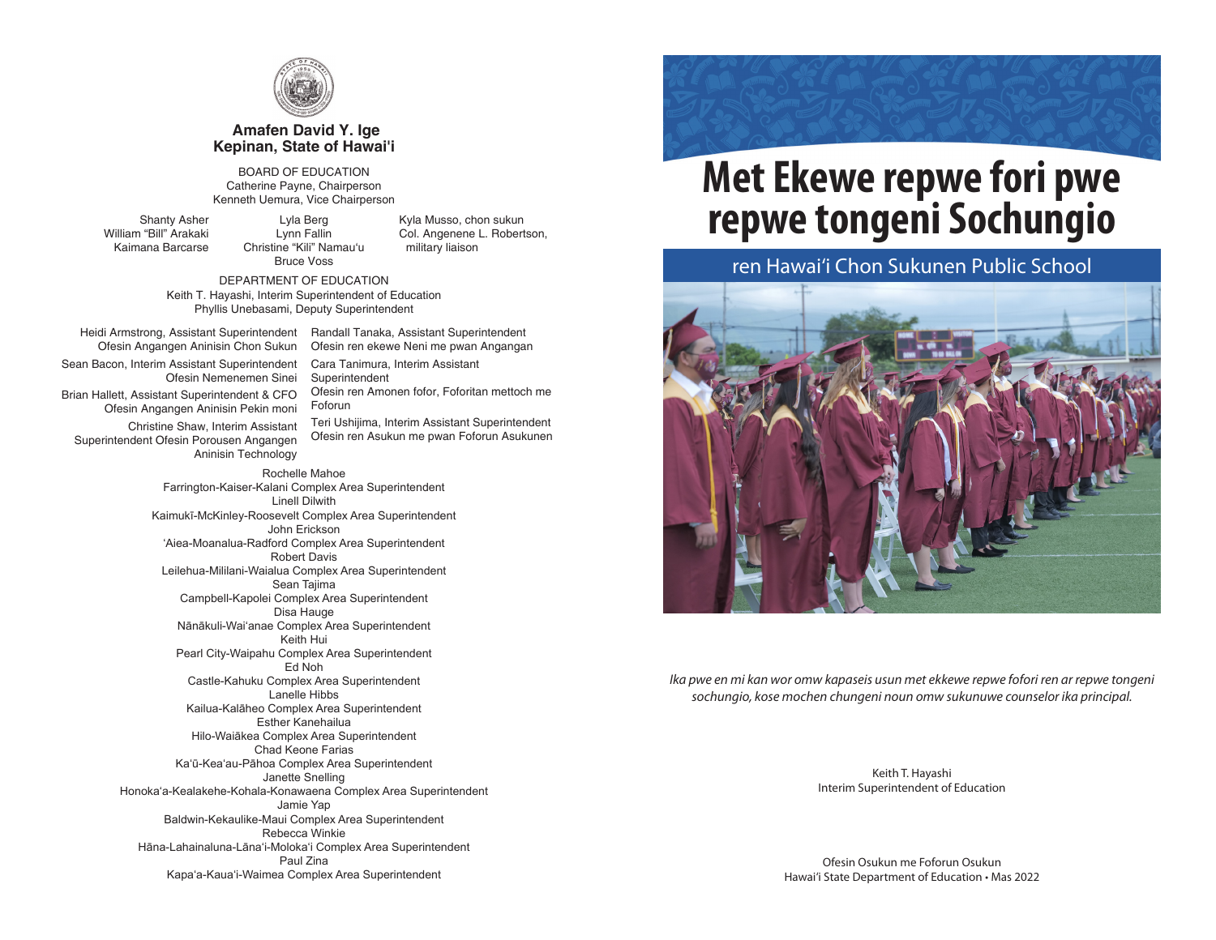**Amafen David Y. Ige**
**Kepinan, State of Hawai'i**

BOARD OF EDUCATION
Catherine Payne, Chairperson
Kenneth Uemura, Vice Chairperson

Shanty Asher
William "Bill" Arakaki
Kaimana Barcarse

Lyla Berg
Lynn Fallin
Christine "Kili" Namau'u
Bruce Voss

Kyla Musso, chon sukun
Col. Angenene L. Robertson, military liaison

DEPARTMENT OF EDUCATION
Keith T. Hayashi, Interim Superintendent of Education
Phyllis Unebasami, Deputy Superintendent

Heidi Armstrong, Assistant Superintendent
Ofesin Angangen Aninisin Chon Sukun

Sean Bacon, Interim Assistant Superintendent
Ofesin Nemenemen Sinei

Brian Hallett, Assistant Superintendent & CFO
Ofesin Angangen Aninisin Pekin moni

Christine Shaw, Interim Assistant Superintendent Ofesin Porousen Angangen Aninisin Technology

Randall Tanaka, Assistant Superintendent
Ofesin ren ekewe Neni me pwan Angangan

Cara Tanimura, Interim Assistant Superintendent
Ofesin ren Amonen fofor, Foforitan mettoch me Foforun

Teri Ushijima, Interim Assistant Superintendent
Ofesin ren Asukun me pwan Foforun Asukunen

Rochelle Mahoe
Farrington-Kaiser-Kalani Complex Area Superintendent
Linell Dilwith
Kaimukī-McKinley-Roosevelt Complex Area Superintendent
John Erickson
'Aiea-Moanalua-Radford Complex Area Superintendent
Robert Davis
Leilehua-Mililani-Waialua Complex Area Superintendent
Sean Tajima
Campbell-Kapolei Complex Area Superintendent
Disa Hauge
Nānākuli-Wai'anae Complex Area Superintendent
Keith Hui
Pearl City-Waipahu Complex Area Superintendent
Ed Noh
Castle-Kahuku Complex Area Superintendent
Lanelle Hibbs
Kailua-Kalāheo Complex Area Superintendent
Esther Kanehailua
Hilo-Waiākea Complex Area Superintendent
Chad Keone Farias
Ka'ū-Kea'au-Pāhoa Complex Area Superintendent
Janette Snelling
Honoka'a-Kealakehe-Kohala-Konawaena Complex Area Superintendent
Jamie Yap
Baldwin-Kekaulike-Maui Complex Area Superintendent
Rebecca Winkie
Hāna-Lahainaluna-Lāna'i-Moloka'i Complex Area Superintendent
Paul Zina
Kapa'a-Kaua'i-Waimea Complex Area Superintendent

# Met Ekewe repwe fori pwe repwe tongeni Sochungio

## ren Hawai'i Chon Sukunen Public School

*Ika pwe en mi kan wor omw kapaseis usun met ekkewe repwe fofori ren ar repwe tongeni sochungio, kose mochen chungeni noun omw sukunuwe counselor ika principal.*

Keith T. Hayashi
Interim Superintendent of Education

Ofesin Osukun me Foforun Osukun
Hawai'i State Department of Education • Mas 2022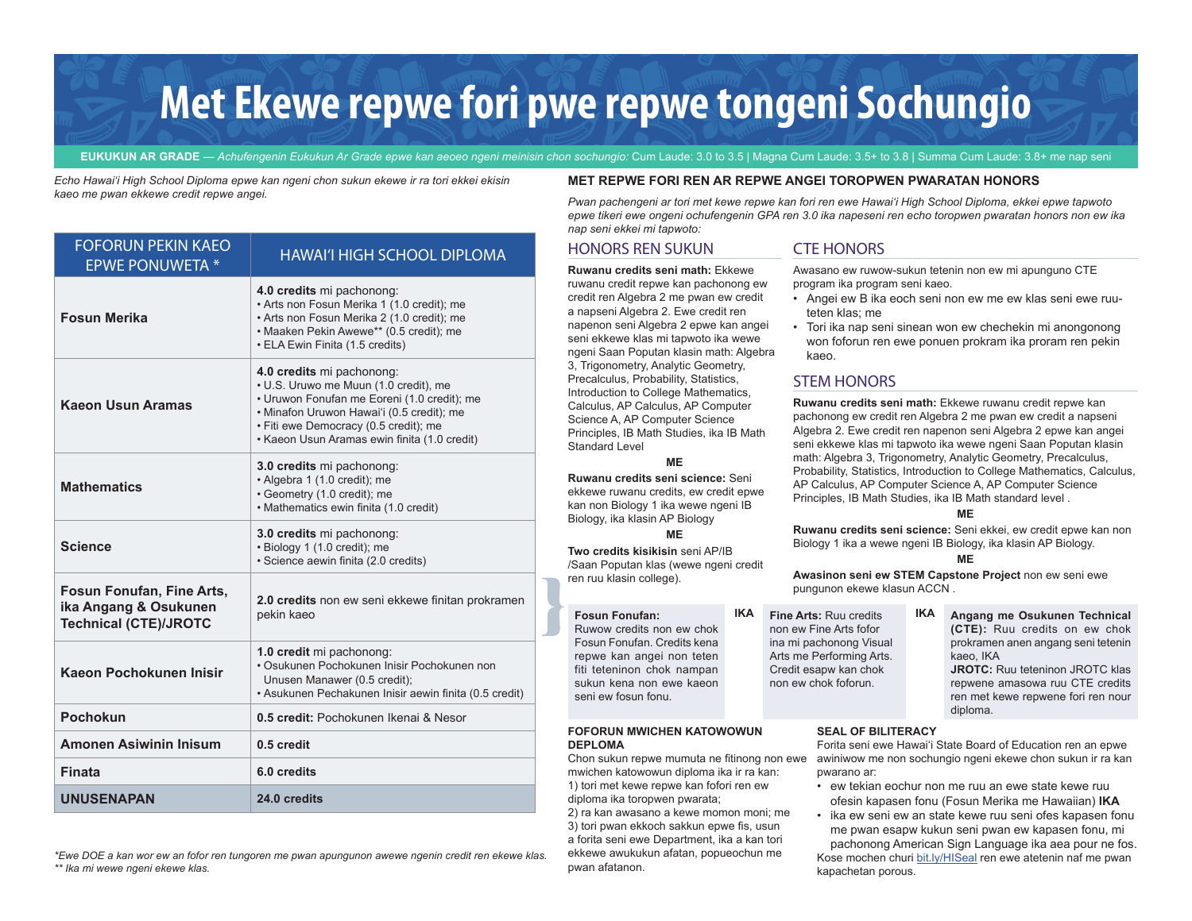# Met Ekewe repwe fori pwe repwe tongeni Sochungio

**EUKUKUN AR GRADE** — *Achufengenin Eukukun Ar Grade epwe kan aeoeo ngeni meinisin chon sochungio:* Cum Laude: 3.0 to 3.5 | Magna Cum Laude: 3.5+ to 3.8 | Summa Cum Laude: 3.8+ me nap seni

*Echo Hawaiʻi High School Diploma epwe kan ngeni chon sukun ekewe ir ra tori ekkei ekisin kaeo me pwan ekkewe credit repwe angei.*

| FOFORUN PEKIN KAEO EPWE PONUWETA * | HAWAIʻI HIGH SCHOOL DIPLOMA |
|---|---|
| **Fosun Merika** | **4.0 credits** mi pachonong:<br>• Arts non Fosun Merika 1 (1.0 credit); me<br>• Arts non Fosun Merika 2 (1.0 credit); me<br>• Maaken Pekin Awewe** (0.5 credit); me<br>• ELA Ewin Finita (1.5 credits) |
| **Kaeon Usun Aramas** | **4.0 credits** mi pachonong:<br>• U.S. Uruwo me Muun (1.0 credit), me<br>• Uruwon Fonufan me Eoreni (1.0 credit); me<br>• Minafon Uruwon Hawaiʻi (0.5 credit); me<br>• Fiti ewe Democracy (0.5 credit); me<br>• Kaeon Usun Aramas ewin finita (1.0 credit) |
| **Mathematics** | **3.0 credits** mi pachonong:<br>• Algebra 1 (1.0 credit); me<br>• Geometry (1.0 credit); me<br>• Mathematics ewin finita (1.0 credit) |
| **Science** | **3.0 credits** mi pachonong:<br>• Biology 1 (1.0 credit); me<br>• Science aewin finita (2.0 credits) |
| **Fosun Fonufan, Fine Arts, ika Angang & Osukunen Technical (CTE)/JROTC** | **2.0 credits** non ew seni ekkewe finitan prokramen pekin kaeo |
| **Kaeon Pochokunen Inisir** | **1.0 credit** mi pachonong:<br>• Osukunen Pochokunen Inisir Pochokunen non Unusen Manawer (0.5 credit);<br>• Asukunen Pechakunen Inisir aewin finita (0.5 credit) |
| **Pochokun** | **0.5 credit:** Pochokunen Ikenai & Nesor |
| **Amonen Asiwinin Inisum** | **0.5 credit** |
| **Finata** | **6.0 credits** |
| **UNUSENAPAN** | **24.0 credits** |

*\*Ewe DOE a kan wor ew an fofor ren tungoren me pwan apungunon awewe ngenin credit ren ekewe klas.*
*\*\* Ika mi wewe ngeni ekewe klas.*

## MET REPWE FORI REN AR REPWE ANGEI TOROPWEN PWARATAN HONORS

*Pwan pachengeni ar tori met kewe repwe kan fori ren ewe Hawaiʻi High School Diploma, ekkei epwe tapwoto epwe tikeri ewe ongeni ochufengenin GPA ren 3.0 ika napeseni ren echo toropwen pwaratan honors non ew ika nap seni ekkei mi tapwoto:*

### HONORS REN SUKUN

**Ruwanu credits seni math:** Ekkewe ruwanu credit repwe kan pachonong ew credit ren Algebra 2 me pwan ew credit a napseni Algebra 2. Ewe credit ren napenon seni Algebra 2 epwe kan angei seni ekkewe klas mi tapwoto ika wewe ngeni Saan Poputan klasin math: Algebra 3, Trigonometry, Analytic Geometry, Precalculus, Probability, Statistics, Introduction to College Mathematics, Calculus, AP Calculus, AP Computer Science A, AP Computer Science Principles, IB Math Studies, ika IB Math Standard Level

**ME**

**Ruwanu credits seni science:** Seni ekkewe ruwanu credits, ew credit epwe kan non Biology 1 ika wewe ngeni IB Biology, ika klasin AP Biology

**ME**

**Two credits kisikisin** seni AP/IB /Saan Poputan klas (wewe ngeni credit ren ruu klasin college).

### CTE HONORS

Awasano ew ruwow-sukun tetenin non ew mi apunguno CTE program ika program seni kaeo.

- Angei ew B ika eoch seni non ew me ew klas seni ewe ruu-teten klas; me
- Tori ika nap seni sinean won ew chechekin mi anongonong won foforun ren ewe ponuen prokram ika proram ren pekin kaeo.

### STEM HONORS

**Ruwanu credits seni math:** Ekkewe ruwanu credit repwe kan pachonong ew credit ren Algebra 2 me pwan ew credit a napseni Algebra 2. Ewe credit ren napenon seni Algebra 2 epwe kan angei seni ekkewe klas mi tapwoto ika wewe ngeni Saan Poputan klasin math: Algebra 3, Trigonometry, Analytic Geometry, Precalculus, Probability, Statistics, Introduction to College Mathematics, Calculus, AP Calculus, AP Computer Science A, AP Computer Science Principles, IB Math Studies, ika IB Math standard level .

**ME**

**Ruwanu credits seni science:** Seni ekkei, ew credit epwe kan non Biology 1 ika a wewe ngeni IB Biology, ika klasin AP Biology.

**ME**

**Awasinon seni ew STEM Capstone Project** non ew seni ewe pungunon ekewe klasun ACCN .

**Fosun Fonufan:** Ruwow credits non ew chok Fosun Fonufan. Credits kena repwe kan angei non teten fiti tetenin chok nampan sukun kena non ewe kaeon seni ew fosun fonu.

**IKA**

**Fine Arts:** Ruu credits non ew Fine Arts fofor ina mi pachonong Visual Arts me Performing Arts. Credit esapw kan chok non ew chok foforun.

**IKA**

**Angang me Osukunen Technical (CTE):** Ruu credits on ew chok prokramen anen angang seni tetenin kaeo, IKA
**JROTC:** Ruu teteninon JROTC klas repwene amasowa ruu CTE credits ren met kewe repwene fori ren nour diploma.

## FOFORUN MWICHEN KATOWOWUN DEPLOMA

Chon sukun repwe mumuta ne fitinong non ewe mwichen katowowun diploma ika ir ra kan:
1) tori met kewe repwe kan fofori ren ew diploma ika toropwen pwarata;
2) ra kan awasano a kewe momon moni; me
3) tori pwan ekkoch sakkun epwe fis, usun a forita seni ewe Department, ika a kan tori ekkewe awukukun afatan, popueochun me pwan afatanon.

## SEAL OF BILITERACY

Forita seni ewe Hawaiʻi State Board of Education ren an epwe awiniwow me non sochungio ngeni ekewe chon sukun ir ra kan pwarano ar:

- ew tekian eochur non me ruu an ewe state kewe ruu ofesin kapasen fonu (Fosun Merika me Hawaiian) **IKA**
- ika ew seni ew an state kewe ruu seni ofes kapasen fonu me pwan esapw kukun seni pwan ew kapasen fonu, mi pachonong American Sign Language ika aea pour ne fos.

Kose mochen churi bit.ly/HISeal ren ewe atetenin naf me pwan kapachetan porous.